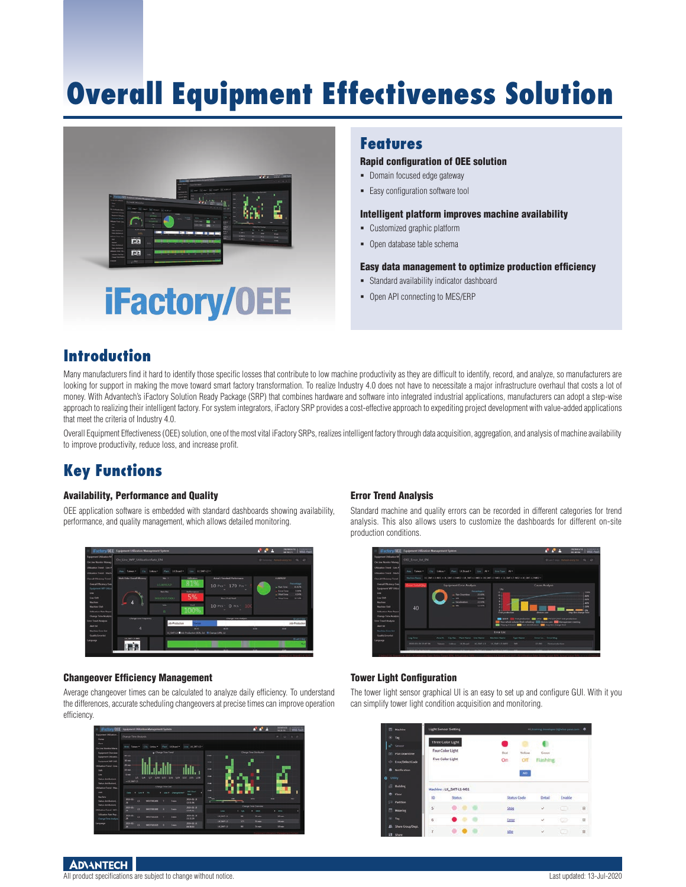# Overall Equipment Effectiveness Solution

iFactory/OEE

## Features

### Rapid configuration of OEE solution

- Domain focused edge gateway
- Easy configuration software tool

### Intelligent platform improves machine availability

- Customized graphic platform
- Open database table schema

### Easy data management to optimize production efficiency

- Standard availability indicator dashboard
- Open API connecting to MES/ERP

## Introduction

Many manufacturers find it hard to identify those specific losses that contribute to low machine productivity as they are difficult to identify, record, and analyze, so manufacturers are looking for support in making the move toward smart factory transformation. To realize Industry 4.0 does not have to necessitate a major infrastructure overhaul that costs a lot of money. With Advantech's iFactory Solution Ready Package (SRP) that combines hardware and software into integrated industrial applications, manufacturers can adopt a step-wise approach to realizing their intelligent factory. For system integrators, iFactory SRP provides a cost-effective approach to expediting project development with value-added applications that meet the criteria of Industry 4.0.

Overall Equipment Effectiveness (OEE) solution, one of the most vital iFactory SRPs, realizes intelligent factory through data acquisition, aggregation, and analysis of machine availability to improve productivity, reduce loss, and increase profit.

## Key Functions

### Availability, Performance and Quality

OEE application software is embedded with standard dashboards showing availability, performance, and quality management, which allows detailed monitoring.

### Error Trend Analysis

Standard machine and quality errors can be recorded in different categories for trend analysis. This also allows users to customize the dashboards for different on-site production conditions.

### Changeover Efficiency Management

Average changeover times can be calculated to analyze daily efficiency. To understand the differences, accurate scheduling changeovers at precise times can improve operation efficiency.

### Tower Light Configuration

The tower light sensor graphical UI is an easy to set up and configure GUI. With it you can simplify tower light condition acquisition and monitoring.

All product specifications are subject to change without notice.

Last updated: 13-Jul-2020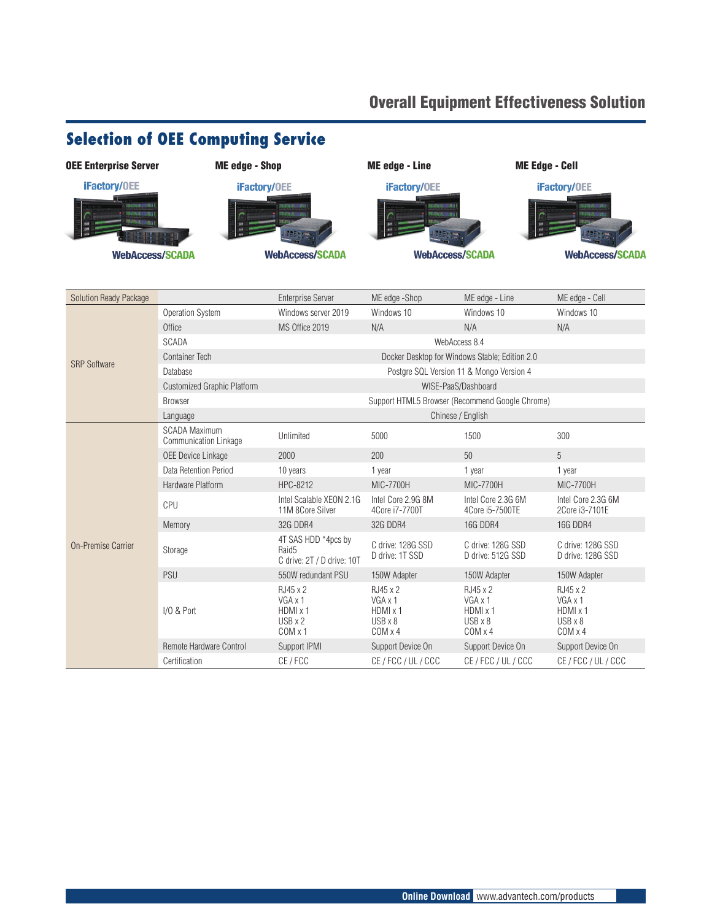## Selection of OEE Computing Service

**OEE Enterprise Server** — iFactory/OEE, WebAccess/SCADA

**ME edge - Shop** — iFactory/OEE, WebAccess/SCADA

**ME edge - Line** — iFactory/OEE, WebAccess/SCADA

**ME Edge - Cell** — iFactory/OEE, WebAccess/SCADA

| Solution Ready Package | | Enterprise Server | ME edge -Shop | ME edge - Line | ME edge - Cell |
|---|---|---|---|---|---|
| SRP Software | Operation System | Windows server 2019 | Windows 10 | Windows 10 | Windows 10 |
| | Office | MS Office 2019 | N/A | N/A | N/A |
| | SCADA | WebAccess 8.4 | | | |
| | Container Tech | Docker Desktop for Windows Stable; Edition 2.0 | | | |
| | Database | Postgre SQL Version 11 & Mongo Version 4 | | | |
| | Customized Graphic Platform | WISE-PaaS/Dashboard | | | |
| | Browser | Support HTML5 Browser (Recommend Google Chrome) | | | |
| | Language | Chinese / English | | | |
| On-Premise Carrier | SCADA Maximum Communication Linkage | Unlimited | 5000 | 1500 | 300 |
| | OEE Device Linkage | 2000 | 200 | 50 | 5 |
| | Data Retention Period | 10 years | 1 year | 1 year | 1 year |
| | Hardware Platform | HPC-8212 | MIC-7700H | MIC-7700H | MIC-7700H |
| | CPU | Intel Scalable XEON 2.1G 11M 8Core Silver | Intel Core 2.9G 8M 4Core i7-7700T | Intel Core 2.3G 6M 4Core i5-7500TE | Intel Core 2.3G 6M 2Core i3-7101E |
| | Memory | 32G DDR4 | 32G DDR4 | 16G DDR4 | 16G DDR4 |
| | Storage | 4T SAS HDD *4pcs by Raid5<br>C drive: 2T / D drive: 10T | C drive: 128G SSD<br>D drive: 1T SSD | C drive: 128G SSD<br>D drive: 512G SSD | C drive: 128G SSD<br>D drive: 128G SSD |
| | PSU | 550W redundant PSU | 150W Adapter | 150W Adapter | 150W Adapter |
| | I/O & Port | RJ45 x 2<br>VGA x 1<br>HDMI x 1<br>USB x 2<br>COM x 1 | RJ45 x 2<br>VGA x 1<br>HDMI x 1<br>USB x 8<br>COM x 4 | RJ45 x 2<br>VGA x 1<br>HDMI x 1<br>USB x 8<br>COM x 4 | RJ45 x 2<br>VGA x 1<br>HDMI x 1<br>USB x 8<br>COM x 4 |
| | Remote Hardware Control | Support IPMI | Support Device On | Support Device On | Support Device On |
| | Certification | CE / FCC | CE / FCC / UL / CCC | CE / FCC / UL / CCC | CE / FCC / UL / CCC |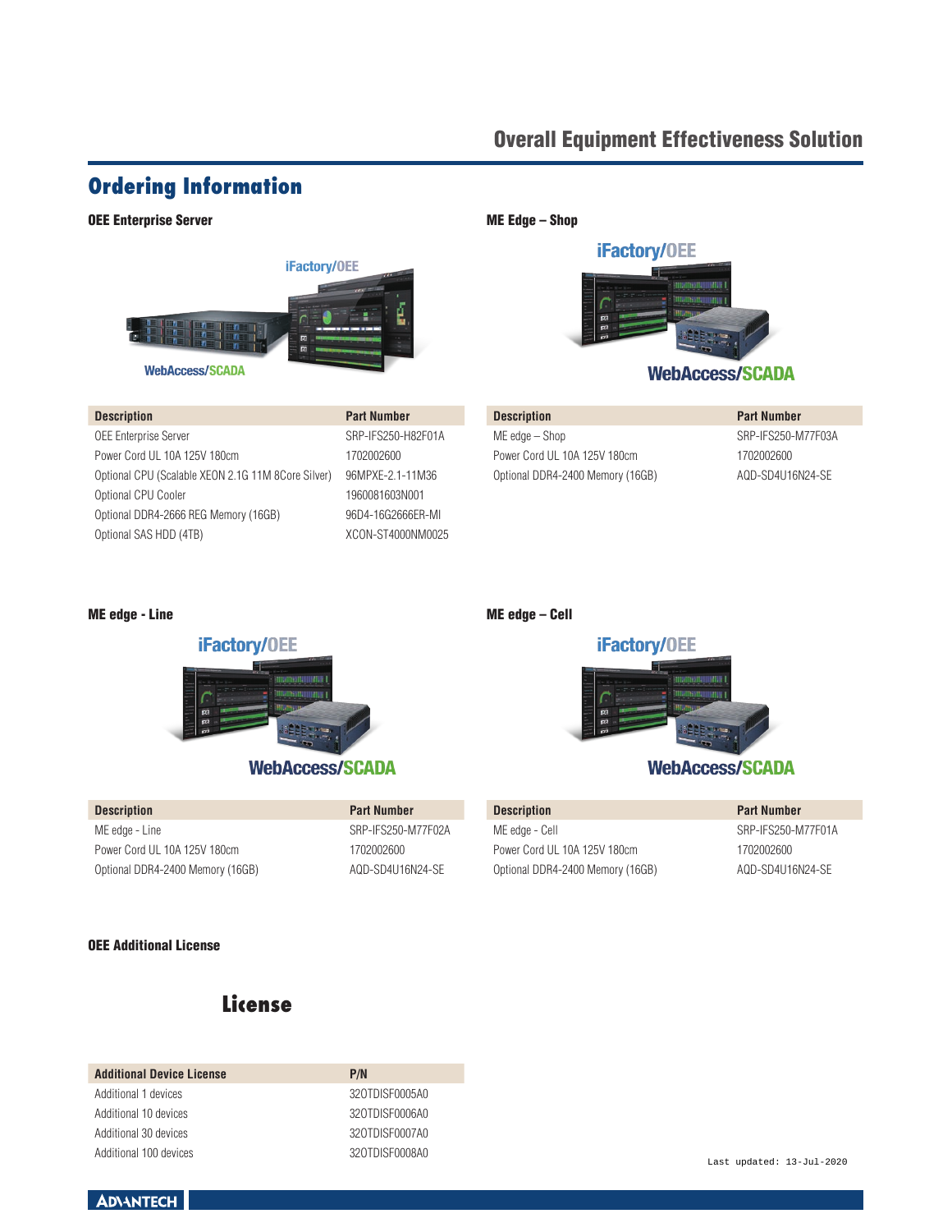## Ordering Information

### OEE Enterprise Server

| Description | Part Number |
|---|---|
| OEE Enterprise Server | SRP-IFS250-H82F01A |
| Power Cord UL 10A 125V 180cm | 1702002600 |
| Optional CPU (Scalable XEON 2.1G 11M 8Core Silver) | 96MPXE-2.1-11M36 |
| Optional CPU Cooler | 1960081603N001 |
| Optional DDR4-2666 REG Memory (16GB) | 96D4-16G2666ER-MI |
| Optional SAS HDD (4TB) | XCON-ST4000NM0025 |

### ME Edge – Shop

| Description | Part Number |
|---|---|
| ME edge – Shop | SRP-IFS250-M77F03A |
| Power Cord UL 10A 125V 180cm | 1702002600 |
| Optional DDR4-2400 Memory (16GB) | AQD-SD4U16N24-SE |

### ME edge - Line

| Description | Part Number |
|---|---|
| ME edge - Line | SRP-IFS250-M77F02A |
| Power Cord UL 10A 125V 180cm | 1702002600 |
| Optional DDR4-2400 Memory (16GB) | AQD-SD4U16N24-SE |

### ME edge – Cell

| Description | Part Number |
|---|---|
| ME edge - Cell | SRP-IFS250-M77F01A |
| Power Cord UL 10A 125V 180cm | 1702002600 |
| Optional DDR4-2400 Memory (16GB) | AQD-SD4U16N24-SE |

### OEE Additional License

License

| Additional Device License | P/N |
|---|---|
| Additional 1 devices | 32OTDISF0005A0 |
| Additional 10 devices | 32OTDISF0006A0 |
| Additional 30 devices | 32OTDISF0007A0 |
| Additional 100 devices | 32OTDISF0008A0 |

Last updated: 13-Jul-2020